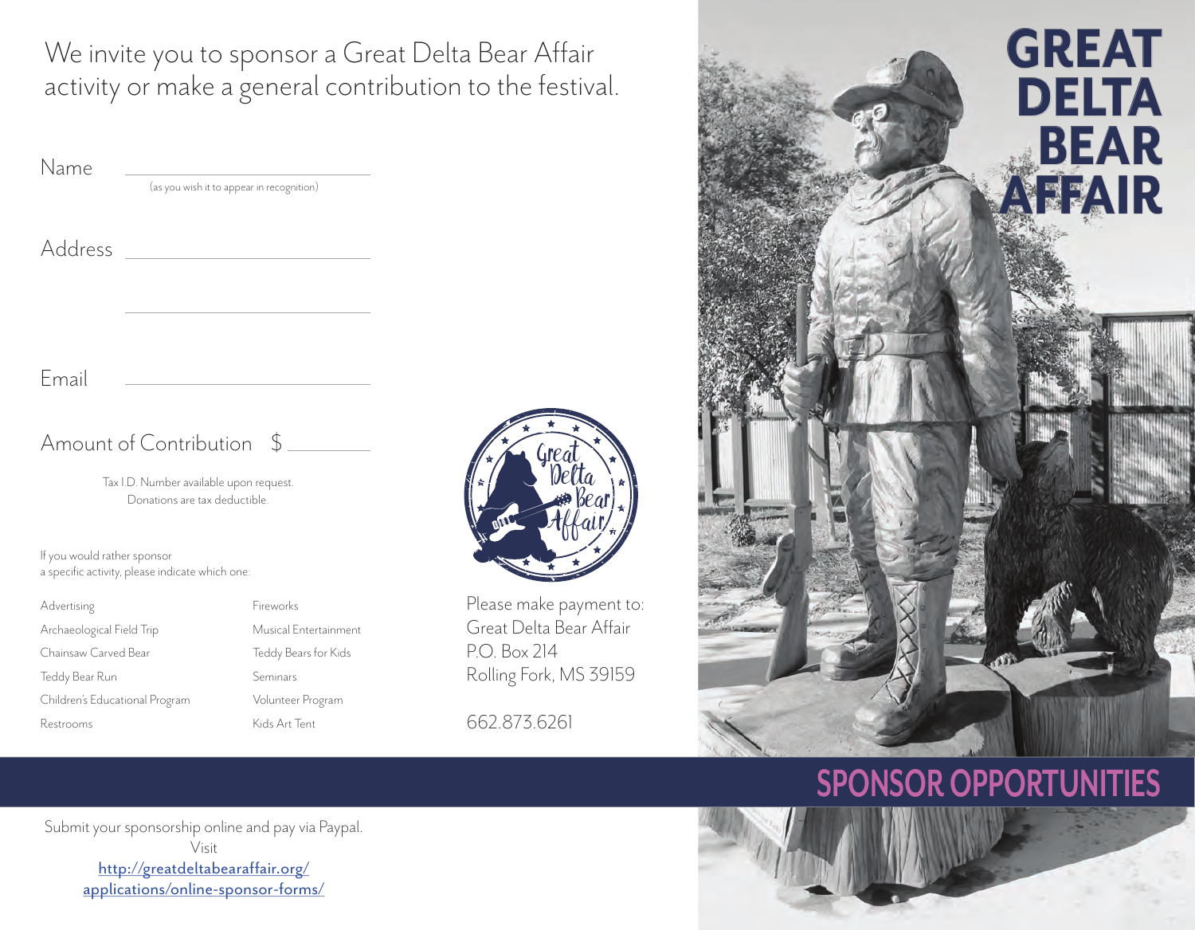We invite you to sponsor a Great Delta Bear Affair activity or make a general contribution to the festival.

Name ______________________
(as you wish it to appear in recognition)

Address ______________________

______________________

Email ______________________

Amount of Contribution $ ________

Tax I.D. Number available upon request.
Donations are tax deductible.

If you would rather sponsor a specific activity, please indicate which one:

- Advertising
- Archaeological Field Trip
- Chainsaw Carved Bear
- Teddy Bear Run
- Children's Educational Program
- Restrooms
- Fireworks
- Musical Entertainment
- Teddy Bears for Kids
- Seminars
- Volunteer Program
- Kids Art Tent

Please make payment to:
Great Delta Bear Affair
P.O. Box 214
Rolling Fork, MS 39159

662.873.6261

Submit your sponsorship online and pay via Paypal.
Visit
http://greatdeltabearaffair.org/applications/online-sponsor-forms/

# GREAT DELTA BEAR AFFAIR

## SPONSOR OPPORTUNITIES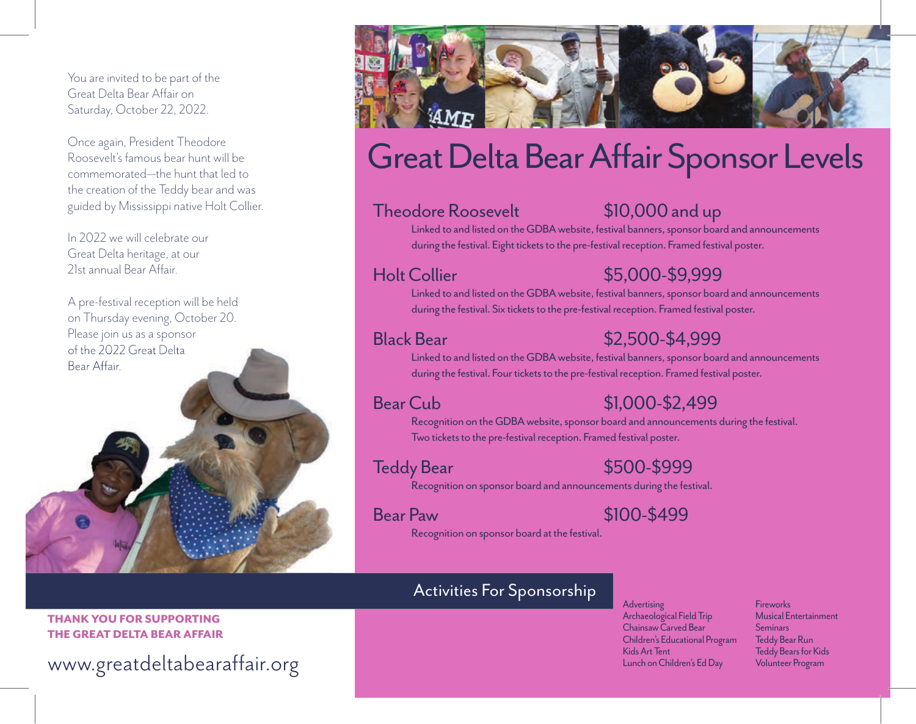You are invited to be part of the Great Delta Bear Affair on Saturday, October 22, 2022.

Once again, President Theodore Roosevelt's famous bear hunt will be commemorated—the hunt that led to the creation of the Teddy bear and was guided by Mississippi native Holt Collier.

In 2022 we will celebrate our Great Delta heritage, at our 21st annual Bear Affair.

A pre-festival reception will be held on Thursday evening, October 20. Please join us as a sponsor of the 2022 Great Delta Bear Affair.

# Great Delta Bear Affair Sponsor Levels

## Theodore Roosevelt — $10,000 and up

Linked to and listed on the GDBA website, festival banners, sponsor board and announcements during the festival. Eight tickets to the pre-festival reception. Framed festival poster.

## Holt Collier — $5,000-$9,999

Linked to and listed on the GDBA website, festival banners, sponsor board and announcements during the festival. Six tickets to the pre-festival reception. Framed festival poster.

## Black Bear — $2,500-$4,999

Linked to and listed on the GDBA website, festival banners, sponsor board and announcements during the festival. Four tickets to the pre-festival reception. Framed festival poster.

## Bear Cub — $1,000-$2,499

Recognition on the GDBA website, sponsor board and announcements during the festival. Two tickets to the pre-festival reception. Framed festival poster.

## Teddy Bear — $500-$999

Recognition on sponsor board and announcements during the festival.

## Bear Paw — $100-$499

Recognition on sponsor board at the festival.

## Activities For Sponsorship

- Advertising
- Archaeological Field Trip
- Chainsaw Carved Bear
- Children's Educational Program
- Kids Art Tent
- Lunch on Children's Ed Day
- Fireworks
- Musical Entertainment
- Seminars
- Teddy Bear Run
- Teddy Bears for Kids
- Volunteer Program

**THANK YOU FOR SUPPORTING THE GREAT DELTA BEAR AFFAIR**

www.greatdeltabearaffair.org